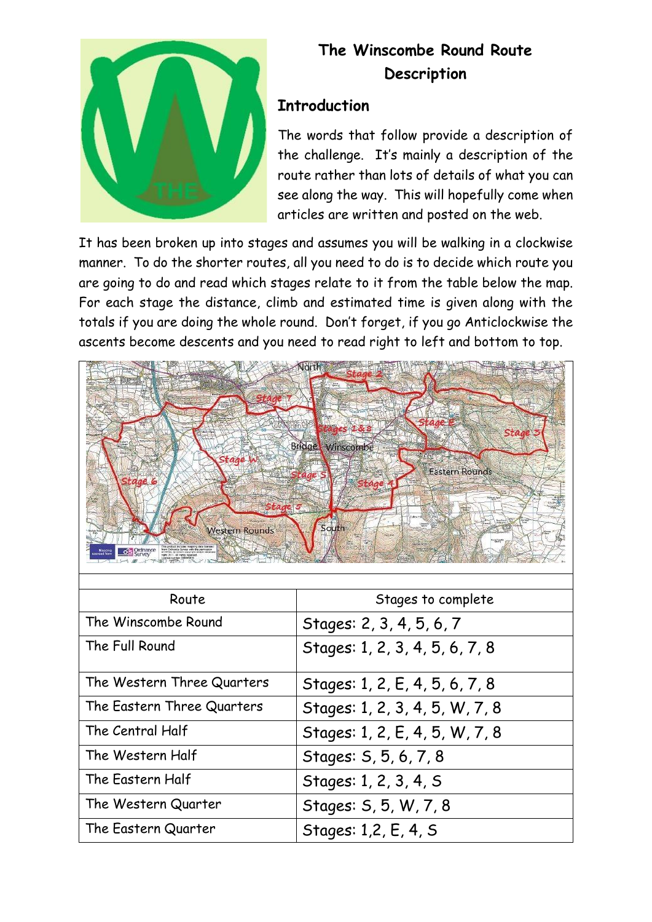# The Winscombe Round Route Description

## Introduction

The words that follow provide a description of the challenge. It's mainly a description of the route rather than lots of details of what you can see along the way. This will hopefully come when articles are written and posted on the web.

It has been broken up into stages and assumes you will be walking in a clockwise manner. To do the shorter routes, all you need to do is to decide which route you are going to do and read which stages relate to it from the table below the map. For each stage the distance, climb and estimated time is given along with the totals if you are doing the whole round. Don't forget, if you go Anticlockwise the ascents become descents and you need to read right to left and bottom to top.

| Route | Stages to complete |
|---|---|
| The Winscombe Round | Stages: 2, 3, 4, 5, 6, 7 |
| The Full Round | Stages: 1, 2, 3, 4, 5, 6, 7, 8 |
| The Western Three Quarters | Stages: 1, 2, E, 4, 5, 6, 7, 8 |
| The Eastern Three Quarters | Stages: 1, 2, 3, 4, 5, W, 7, 8 |
| The Central Half | Stages: 1, 2, E, 4, 5, W, 7, 8 |
| The Western Half | Stages: S, 5, 6, 7, 8 |
| The Eastern Half | Stages: 1, 2, 3, 4, S |
| The Western Quarter | Stages: S, 5, W, 7, 8 |
| The Eastern Quarter | Stages: 1,2, E, 4, S |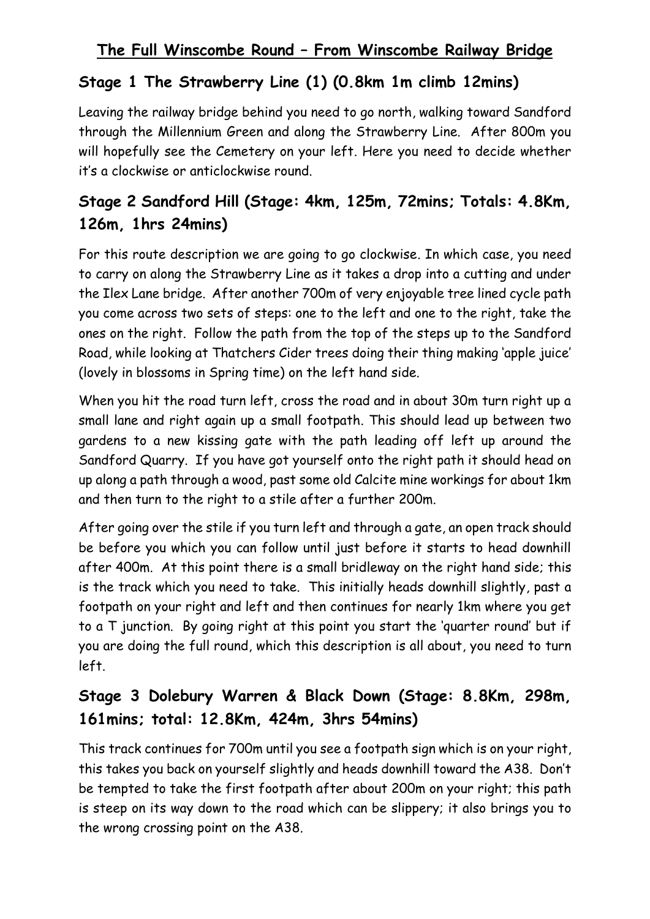# The Full Winscombe Round – From Winscombe Railway Bridge

## Stage 1 The Strawberry Line (1) (0.8km 1m climb 12mins)

Leaving the railway bridge behind you need to go north, walking toward Sandford through the Millennium Green and along the Strawberry Line. After 800m you will hopefully see the Cemetery on your left. Here you need to decide whether it's a clockwise or anticlockwise round.

## Stage 2 Sandford Hill (Stage: 4km, 125m, 72mins; Totals: 4.8Km, 126m, 1hrs 24mins)

For this route description we are going to go clockwise. In which case, you need to carry on along the Strawberry Line as it takes a drop into a cutting and under the Ilex Lane bridge. After another 700m of very enjoyable tree lined cycle path you come across two sets of steps: one to the left and one to the right, take the ones on the right. Follow the path from the top of the steps up to the Sandford Road, while looking at Thatchers Cider trees doing their thing making 'apple juice' (lovely in blossoms in Spring time) on the left hand side.

When you hit the road turn left, cross the road and in about 30m turn right up a small lane and right again up a small footpath. This should lead up between two gardens to a new kissing gate with the path leading off left up around the Sandford Quarry. If you have got yourself onto the right path it should head on up along a path through a wood, past some old Calcite mine workings for about 1km and then turn to the right to a stile after a further 200m.

After going over the stile if you turn left and through a gate, an open track should be before you which you can follow until just before it starts to head downhill after 400m. At this point there is a small bridleway on the right hand side; this is the track which you need to take. This initially heads downhill slightly, past a footpath on your right and left and then continues for nearly 1km where you get to a T junction. By going right at this point you start the 'quarter round' but if you are doing the full round, which this description is all about, you need to turn left.

## Stage 3 Dolebury Warren & Black Down (Stage: 8.8Km, 298m, 161mins; total: 12.8Km, 424m, 3hrs 54mins)

This track continues for 700m until you see a footpath sign which is on your right, this takes you back on yourself slightly and heads downhill toward the A38. Don't be tempted to take the first footpath after about 200m on your right; this path is steep on its way down to the road which can be slippery; it also brings you to the wrong crossing point on the A38.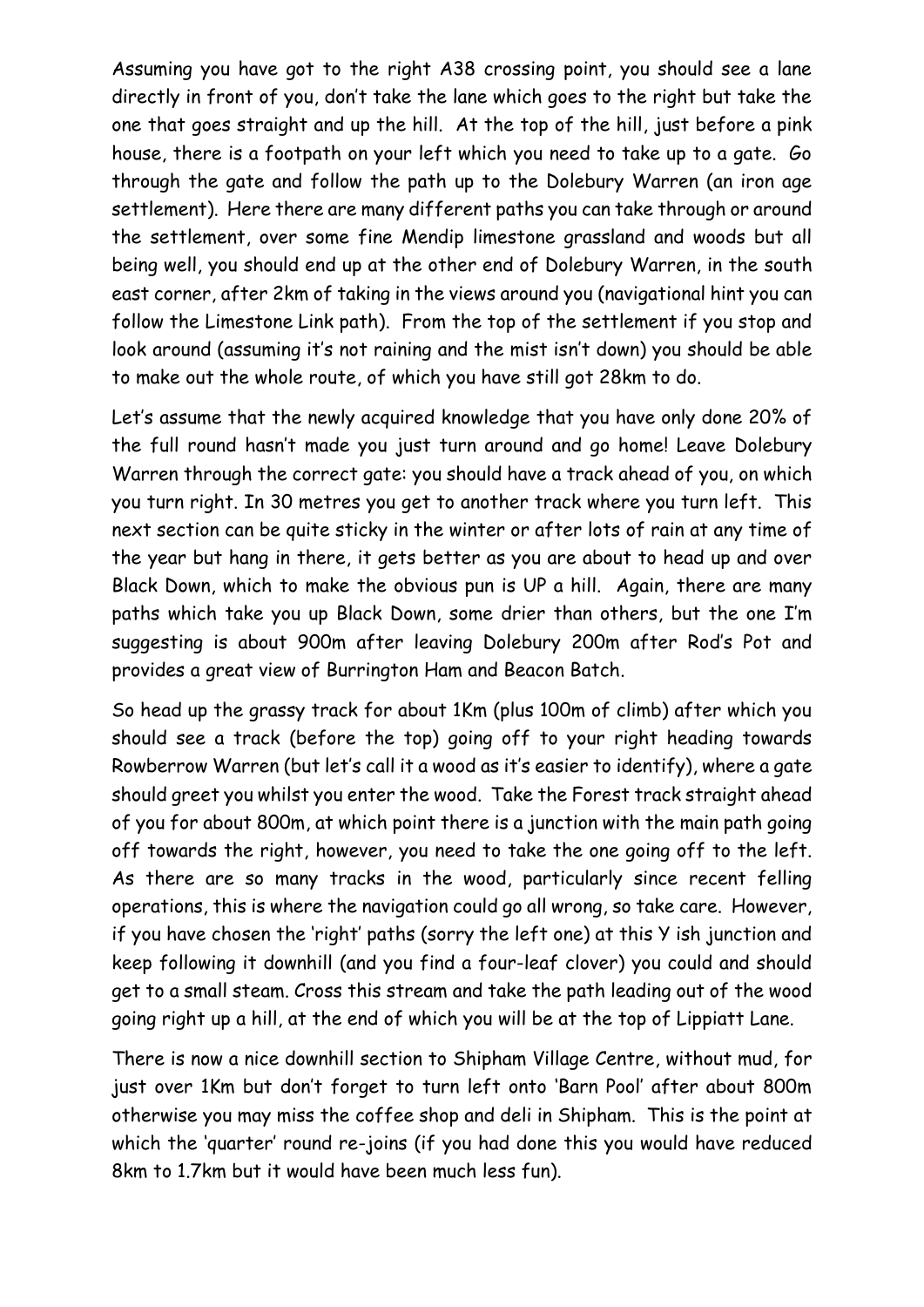Assuming you have got to the right A38 crossing point, you should see a lane directly in front of you, don't take the lane which goes to the right but take the one that goes straight and up the hill. At the top of the hill, just before a pink house, there is a footpath on your left which you need to take up to a gate. Go through the gate and follow the path up to the Dolebury Warren (an iron age settlement). Here there are many different paths you can take through or around the settlement, over some fine Mendip limestone grassland and woods but all being well, you should end up at the other end of Dolebury Warren, in the south east corner, after 2km of taking in the views around you (navigational hint you can follow the Limestone Link path). From the top of the settlement if you stop and look around (assuming it's not raining and the mist isn't down) you should be able to make out the whole route, of which you have still got 28km to do.

Let's assume that the newly acquired knowledge that you have only done 20% of the full round hasn't made you just turn around and go home! Leave Dolebury Warren through the correct gate: you should have a track ahead of you, on which you turn right. In 30 metres you get to another track where you turn left. This next section can be quite sticky in the winter or after lots of rain at any time of the year but hang in there, it gets better as you are about to head up and over Black Down, which to make the obvious pun is UP a hill. Again, there are many paths which take you up Black Down, some drier than others, but the one I'm suggesting is about 900m after leaving Dolebury 200m after Rod's Pot and provides a great view of Burrington Ham and Beacon Batch.

So head up the grassy track for about 1Km (plus 100m of climb) after which you should see a track (before the top) going off to your right heading towards Rowberrow Warren (but let's call it a wood as it's easier to identify), where a gate should greet you whilst you enter the wood. Take the Forest track straight ahead of you for about 800m, at which point there is a junction with the main path going off towards the right, however, you need to take the one going off to the left. As there are so many tracks in the wood, particularly since recent felling operations, this is where the navigation could go all wrong, so take care. However, if you have chosen the 'right' paths (sorry the left one) at this Y ish junction and keep following it downhill (and you find a four-leaf clover) you could and should get to a small steam. Cross this stream and take the path leading out of the wood going right up a hill, at the end of which you will be at the top of Lippiatt Lane.

There is now a nice downhill section to Shipham Village Centre, without mud, for just over 1Km but don't forget to turn left onto 'Barn Pool' after about 800m otherwise you may miss the coffee shop and deli in Shipham. This is the point at which the 'quarter' round re-joins (if you had done this you would have reduced 8km to 1.7km but it would have been much less fun).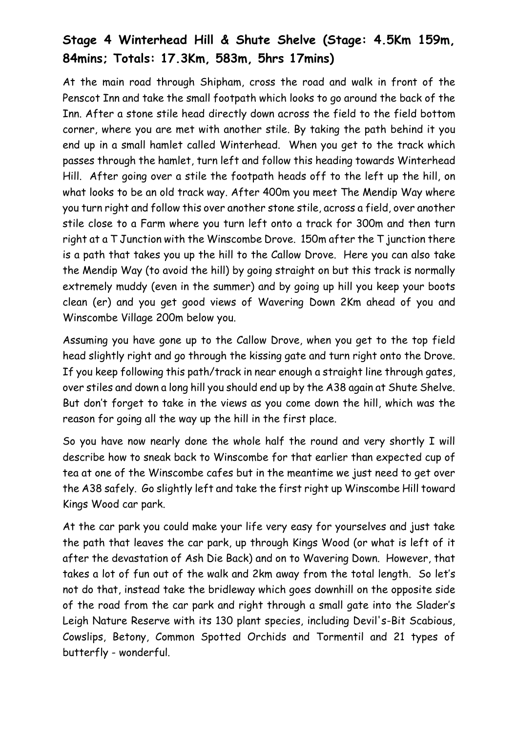## Stage 4 Winterhead Hill & Shute Shelve (Stage: 4.5Km 159m, 84mins; Totals: 17.3Km, 583m, 5hrs 17mins)

At the main road through Shipham, cross the road and walk in front of the Penscot Inn and take the small footpath which looks to go around the back of the Inn. After a stone stile head directly down across the field to the field bottom corner, where you are met with another stile. By taking the path behind it you end up in a small hamlet called Winterhead. When you get to the track which passes through the hamlet, turn left and follow this heading towards Winterhead Hill. After going over a stile the footpath heads off to the left up the hill, on what looks to be an old track way. After 400m you meet The Mendip Way where you turn right and follow this over another stone stile, across a field, over another stile close to a Farm where you turn left onto a track for 300m and then turn right at a T Junction with the Winscombe Drove. 150m after the T junction there is a path that takes you up the hill to the Callow Drove. Here you can also take the Mendip Way (to avoid the hill) by going straight on but this track is normally extremely muddy (even in the summer) and by going up hill you keep your boots clean (er) and you get good views of Wavering Down 2Km ahead of you and Winscombe Village 200m below you.

Assuming you have gone up to the Callow Drove, when you get to the top field head slightly right and go through the kissing gate and turn right onto the Drove. If you keep following this path/track in near enough a straight line through gates, over stiles and down a long hill you should end up by the A38 again at Shute Shelve. But don't forget to take in the views as you come down the hill, which was the reason for going all the way up the hill in the first place.

So you have now nearly done the whole half the round and very shortly I will describe how to sneak back to Winscombe for that earlier than expected cup of tea at one of the Winscombe cafes but in the meantime we just need to get over the A38 safely. Go slightly left and take the first right up Winscombe Hill toward Kings Wood car park.

At the car park you could make your life very easy for yourselves and just take the path that leaves the car park, up through Kings Wood (or what is left of it after the devastation of Ash Die Back) and on to Wavering Down. However, that takes a lot of fun out of the walk and 2km away from the total length. So let's not do that, instead take the bridleway which goes downhill on the opposite side of the road from the car park and right through a small gate into the Slader's Leigh Nature Reserve with its 130 plant species, including Devil's-Bit Scabious, Cowslips, Betony, Common Spotted Orchids and Tormentil and 21 types of butterfly - wonderful.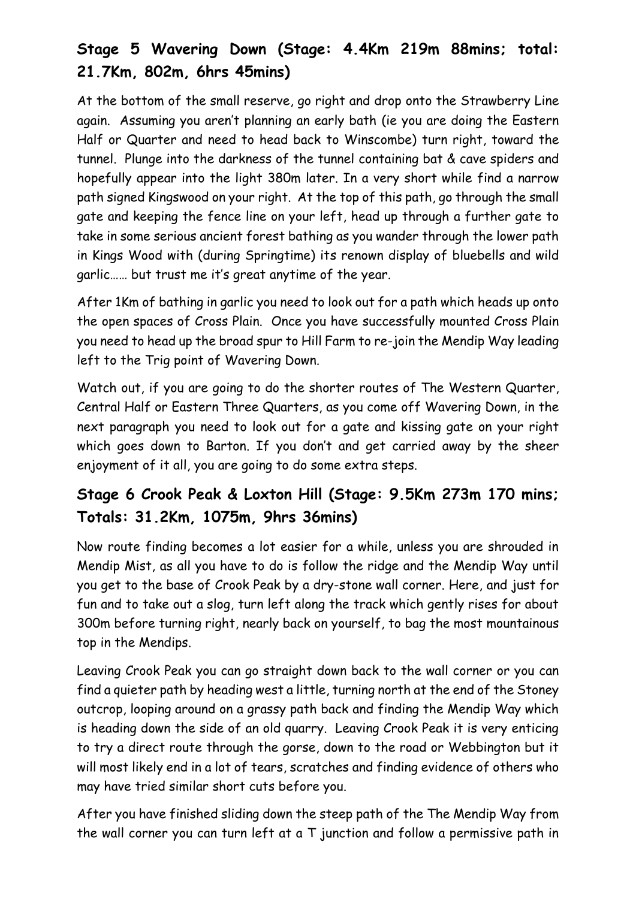## Stage 5 Wavering Down (Stage: 4.4Km 219m 88mins; total: 21.7Km, 802m, 6hrs 45mins)

At the bottom of the small reserve, go right and drop onto the Strawberry Line again. Assuming you aren't planning an early bath (ie you are doing the Eastern Half or Quarter and need to head back to Winscombe) turn right, toward the tunnel. Plunge into the darkness of the tunnel containing bat & cave spiders and hopefully appear into the light 380m later. In a very short while find a narrow path signed Kingswood on your right. At the top of this path, go through the small gate and keeping the fence line on your left, head up through a further gate to take in some serious ancient forest bathing as you wander through the lower path in Kings Wood with (during Springtime) its renown display of bluebells and wild garlic…… but trust me it's great anytime of the year.

After 1Km of bathing in garlic you need to look out for a path which heads up onto the open spaces of Cross Plain. Once you have successfully mounted Cross Plain you need to head up the broad spur to Hill Farm to re-join the Mendip Way leading left to the Trig point of Wavering Down.

Watch out, if you are going to do the shorter routes of The Western Quarter, Central Half or Eastern Three Quarters, as you come off Wavering Down, in the next paragraph you need to look out for a gate and kissing gate on your right which goes down to Barton. If you don't and get carried away by the sheer enjoyment of it all, you are going to do some extra steps.

## Stage 6 Crook Peak & Loxton Hill (Stage: 9.5Km 273m 170 mins; Totals: 31.2Km, 1075m, 9hrs 36mins)

Now route finding becomes a lot easier for a while, unless you are shrouded in Mendip Mist, as all you have to do is follow the ridge and the Mendip Way until you get to the base of Crook Peak by a dry-stone wall corner. Here, and just for fun and to take out a slog, turn left along the track which gently rises for about 300m before turning right, nearly back on yourself, to bag the most mountainous top in the Mendips.

Leaving Crook Peak you can go straight down back to the wall corner or you can find a quieter path by heading west a little, turning north at the end of the Stoney outcrop, looping around on a grassy path back and finding the Mendip Way which is heading down the side of an old quarry. Leaving Crook Peak it is very enticing to try a direct route through the gorse, down to the road or Webbington but it will most likely end in a lot of tears, scratches and finding evidence of others who may have tried similar short cuts before you.

After you have finished sliding down the steep path of the The Mendip Way from the wall corner you can turn left at a T junction and follow a permissive path in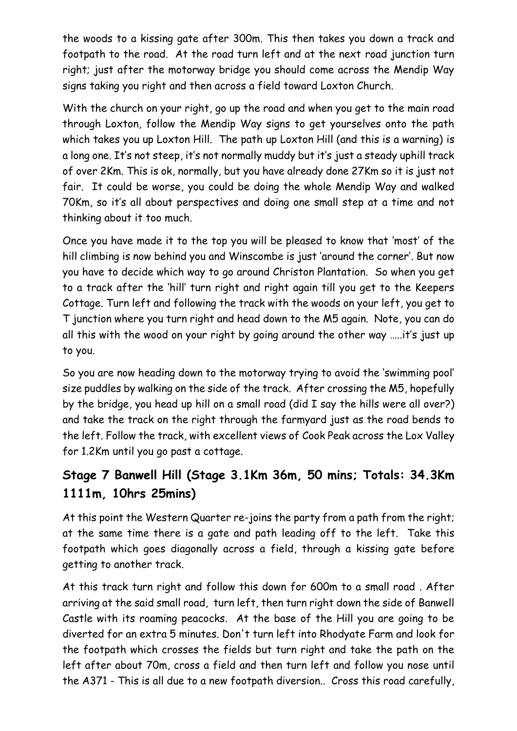the woods to a kissing gate after 300m. This then takes you down a track and footpath to the road. At the road turn left and at the next road junction turn right; just after the motorway bridge you should come across the Mendip Way signs taking you right and then across a field toward Loxton Church.

With the church on your right, go up the road and when you get to the main road through Loxton, follow the Mendip Way signs to get yourselves onto the path which takes you up Loxton Hill. The path up Loxton Hill (and this is a warning) is a long one. It's not steep, it's not normally muddy but it's just a steady uphill track of over 2Km. This is ok, normally, but you have already done 27Km so it is just not fair. It could be worse, you could be doing the whole Mendip Way and walked 70Km, so it's all about perspectives and doing one small step at a time and not thinking about it too much.

Once you have made it to the top you will be pleased to know that 'most' of the hill climbing is now behind you and Winscombe is just 'around the corner'. But now you have to decide which way to go around Christon Plantation. So when you get to a track after the 'hill' turn right and right again till you get to the Keepers Cottage. Turn left and following the track with the woods on your left, you get to T junction where you turn right and head down to the M5 again. Note, you can do all this with the wood on your right by going around the other way .....it's just up to you.

So you are now heading down to the motorway trying to avoid the 'swimming pool' size puddles by walking on the side of the track. After crossing the M5, hopefully by the bridge, you head up hill on a small road (did I say the hills were all over?) and take the track on the right through the farmyard just as the road bends to the left. Follow the track, with excellent views of Cook Peak across the Lox Valley for 1.2Km until you go past a cottage.

## Stage 7 Banwell Hill (Stage 3.1Km 36m, 50 mins; Totals: 34.3Km 1111m, 10hrs 25mins)

At this point the Western Quarter re-joins the party from a path from the right; at the same time there is a gate and path leading off to the left. Take this footpath which goes diagonally across a field, through a kissing gate before getting to another track.

At this track turn right and follow this down for 600m to a small road . After arriving at the said small road, turn left, then turn right down the side of Banwell Castle with its roaming peacocks. At the base of the Hill you are going to be diverted for an extra 5 minutes. Don't turn left into Rhodyate Farm and look for the footpath which crosses the fields but turn right and take the path on the left after about 70m, cross a field and then turn left and follow you nose until the A371 - This is all due to a new footpath diversion.. Cross this road carefully,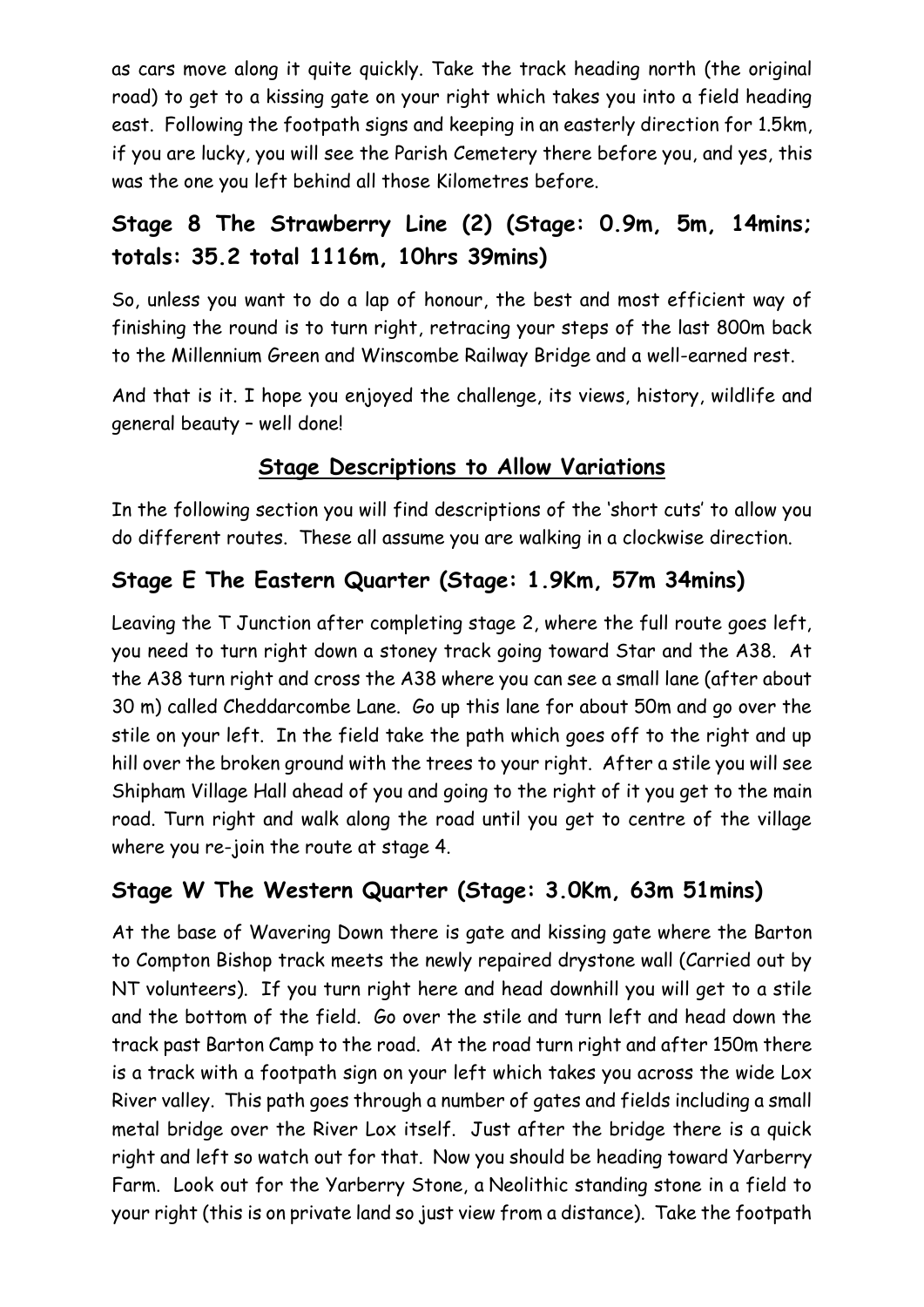as cars move along it quite quickly. Take the track heading north (the original road) to get to a kissing gate on your right which takes you into a field heading east. Following the footpath signs and keeping in an easterly direction for 1.5km, if you are lucky, you will see the Parish Cemetery there before you, and yes, this was the one you left behind all those Kilometres before.

## Stage 8 The Strawberry Line (2) (Stage: 0.9m, 5m, 14mins; totals: 35.2 total 1116m, 10hrs 39mins)

So, unless you want to do a lap of honour, the best and most efficient way of finishing the round is to turn right, retracing your steps of the last 800m back to the Millennium Green and Winscombe Railway Bridge and a well-earned rest.

And that is it. I hope you enjoyed the challenge, its views, history, wildlife and general beauty – well done!

# Stage Descriptions to Allow Variations

In the following section you will find descriptions of the 'short cuts' to allow you do different routes. These all assume you are walking in a clockwise direction.

## Stage E The Eastern Quarter (Stage: 1.9Km, 57m 34mins)

Leaving the T Junction after completing stage 2, where the full route goes left, you need to turn right down a stoney track going toward Star and the A38. At the A38 turn right and cross the A38 where you can see a small lane (after about 30 m) called Cheddarcombe Lane. Go up this lane for about 50m and go over the stile on your left. In the field take the path which goes off to the right and up hill over the broken ground with the trees to your right. After a stile you will see Shipham Village Hall ahead of you and going to the right of it you get to the main road. Turn right and walk along the road until you get to centre of the village where you re-join the route at stage 4.

## Stage W The Western Quarter (Stage: 3.0Km, 63m 51mins)

At the base of Wavering Down there is gate and kissing gate where the Barton to Compton Bishop track meets the newly repaired drystone wall (Carried out by NT volunteers). If you turn right here and head downhill you will get to a stile and the bottom of the field. Go over the stile and turn left and head down the track past Barton Camp to the road. At the road turn right and after 150m there is a track with a footpath sign on your left which takes you across the wide Lox River valley. This path goes through a number of gates and fields including a small metal bridge over the River Lox itself. Just after the bridge there is a quick right and left so watch out for that. Now you should be heading toward Yarberry Farm. Look out for the Yarberry Stone, a Neolithic standing stone in a field to your right (this is on private land so just view from a distance). Take the footpath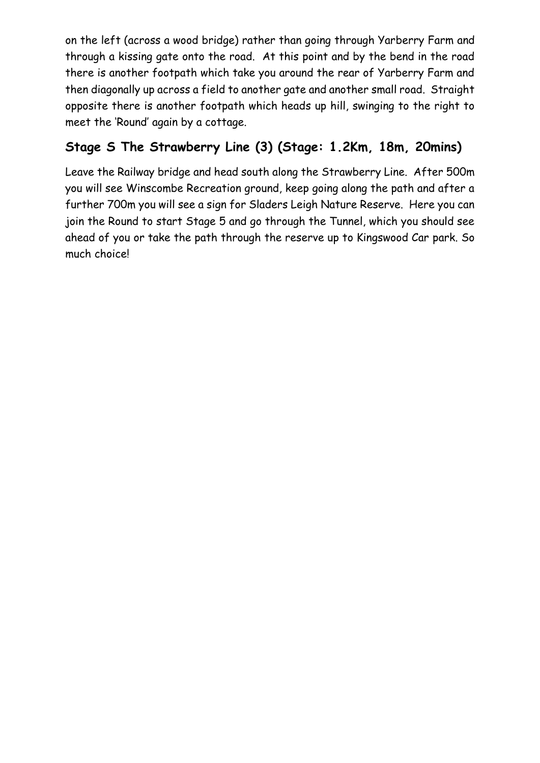on the left (across a wood bridge) rather than going through Yarberry Farm and through a kissing gate onto the road. At this point and by the bend in the road there is another footpath which take you around the rear of Yarberry Farm and then diagonally up across a field to another gate and another small road. Straight opposite there is another footpath which heads up hill, swinging to the right to meet the 'Round' again by a cottage.

## Stage S The Strawberry Line (3) (Stage: 1.2Km, 18m, 20mins)

Leave the Railway bridge and head south along the Strawberry Line. After 500m you will see Winscombe Recreation ground, keep going along the path and after a further 700m you will see a sign for Sladers Leigh Nature Reserve. Here you can join the Round to start Stage 5 and go through the Tunnel, which you should see ahead of you or take the path through the reserve up to Kingswood Car park. So much choice!